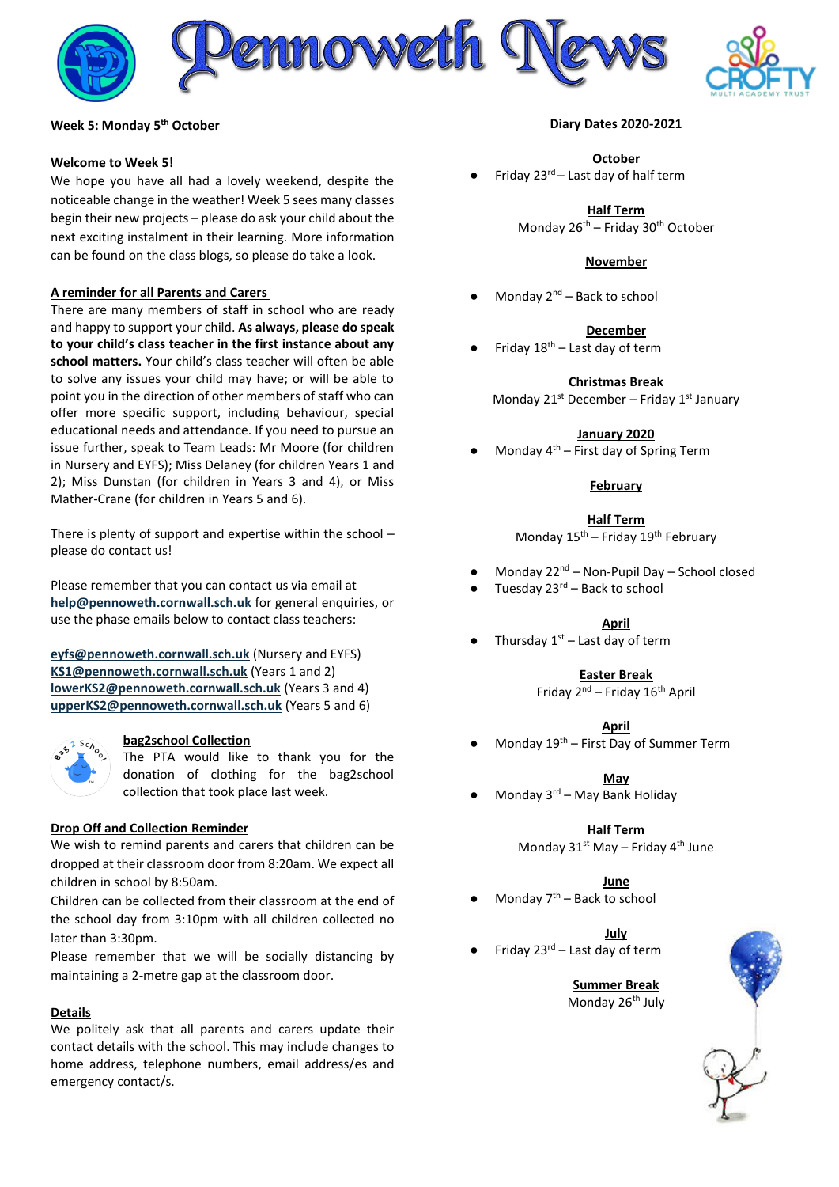# Pennoweth News

**Week 5: Monday 5th October**

**Welcome to Week 5!**

We hope you have all had a lovely weekend, despite the noticeable change in the weather! Week 5 sees many classes begin their new projects – please do ask your child about the next exciting instalment in their learning. More information can be found on the class blogs, so please do take a look.

**A reminder for all Parents and Carers**

There are many members of staff in school who are ready and happy to support your child. **As always, please do speak to your child's class teacher in the first instance about any school matters.** Your child's class teacher will often be able to solve any issues your child may have; or will be able to point you in the direction of other members of staff who can offer more specific support, including behaviour, special educational needs and attendance. If you need to pursue an issue further, speak to Team Leads: Mr Moore (for children in Nursery and EYFS); Miss Delaney (for children Years 1 and 2); Miss Dunstan (for children in Years 3 and 4), or Miss Mather-Crane (for children in Years 5 and 6).

There is plenty of support and expertise within the school – please do contact us!

Please remember that you can contact us via email at **help@pennoweth.cornwall.sch.uk** for general enquiries, or use the phase emails below to contact class teachers:

**eyfs@pennoweth.cornwall.sch.uk** (Nursery and EYFS)
**KS1@pennoweth.cornwall.sch.uk** (Years 1 and 2)
**lowerKS2@pennoweth.cornwall.sch.uk** (Years 3 and 4)
**upperKS2@pennoweth.cornwall.sch.uk** (Years 5 and 6)

**bag2school Collection**

The PTA would like to thank you for the donation of clothing for the bag2school collection that took place last week.

**Drop Off and Collection Reminder**

We wish to remind parents and carers that children can be dropped at their classroom door from 8:20am. We expect all children in school by 8:50am.

Children can be collected from their classroom at the end of the school day from 3:10pm with all children collected no later than 3:30pm.

Please remember that we will be socially distancing by maintaining a 2-metre gap at the classroom door.

**Details**

We politely ask that all parents and carers update their contact details with the school. This may include changes to home address, telephone numbers, email address/es and emergency contact/s.

**Diary Dates 2020-2021**

**October**

- Friday 23rd – Last day of half term

**Half Term**

Monday 26th – Friday 30th October

**November**

- Monday 2nd – Back to school

**December**

- Friday 18th – Last day of term

**Christmas Break**

Monday 21st December – Friday 1st January

**January 2020**

- Monday 4th – First day of Spring Term

**February**

**Half Term**

Monday 15th – Friday 19th February

- Monday 22nd – Non-Pupil Day – School closed
- Tuesday 23rd – Back to school

**April**

- Thursday 1st – Last day of term

**Easter Break**

Friday 2nd – Friday 16th April

**April**

- Monday 19th – First Day of Summer Term

**May**

- Monday 3rd – May Bank Holiday

**Half Term**

Monday 31st May – Friday 4th June

**June**

- Monday 7th – Back to school

**July**

- Friday 23rd – Last day of term

**Summer Break**

Monday 26th July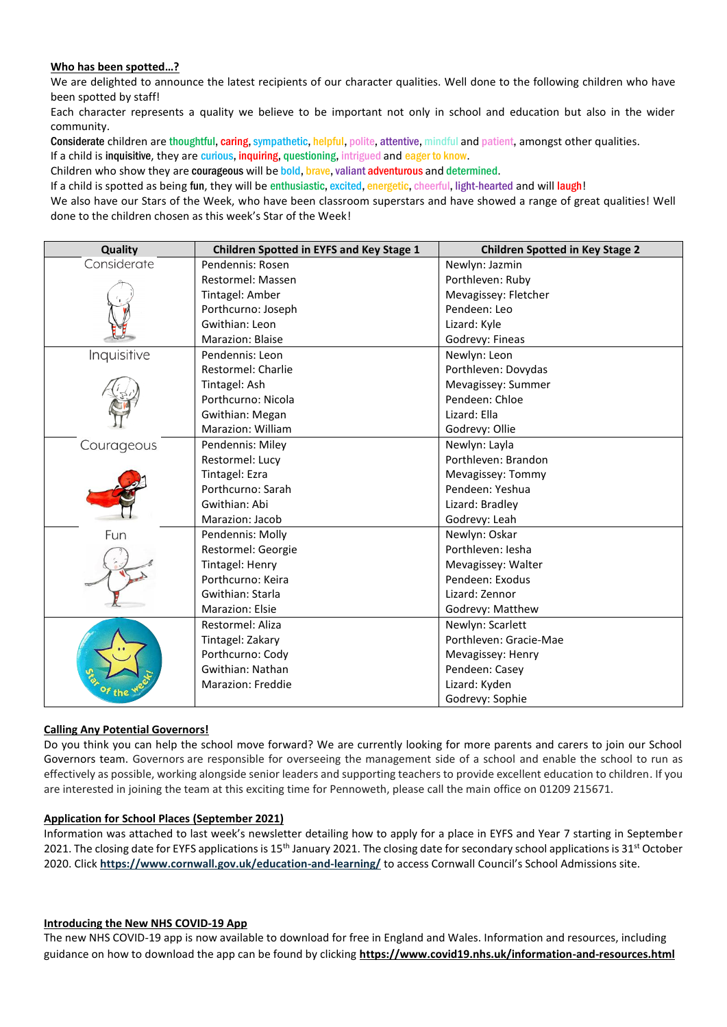**Who has been spotted…?**

We are delighted to announce the latest recipients of our character qualities. Well done to the following children who have been spotted by staff!

Each character represents a quality we believe to be important not only in school and education but also in the wider community.

**Considerate** children are thoughtful, caring, sympathetic, helpful, polite, attentive, mindful and patient, amongst other qualities.

If a child is **inquisitive**, they are curious, inquiring, questioning, intrigued and eager to know.

Children who show they are **courageous** will be bold, brave, valiant adventurous and determined.

If a child is spotted as being **fun**, they will be enthusiastic, excited, energetic, cheerful, light-hearted and will laugh!

We also have our Stars of the Week, who have been classroom superstars and have showed a range of great qualities! Well done to the children chosen as this week's Star of the Week!

| Quality | Children Spotted in EYFS and Key Stage 1 | Children Spotted in Key Stage 2 |
|---|---|---|
| Considerate | Pendennis: Rosen | Newlyn: Jazmin |
| | Restormel: Massen | Porthleven: Ruby |
| | Tintagel: Amber | Mevagissey: Fletcher |
| | Porthcurno: Joseph | Pendeen: Leo |
| | Gwithian: Leon | Lizard: Kyle |
| | Marazion: Blaise | Godrevy: Fineas |
| Inquisitive | Pendennis: Leon | Newlyn: Leon |
| | Restormel: Charlie | Porthleven: Dovydas |
| | Tintagel: Ash | Mevagissey: Summer |
| | Porthcurno: Nicola | Pendeen: Chloe |
| | Gwithian: Megan | Lizard: Ella |
| | Marazion: William | Godrevy: Ollie |
| Courageous | Pendennis: Miley | Newlyn: Layla |
| | Restormel: Lucy | Porthleven: Brandon |
| | Tintagel: Ezra | Mevagissey: Tommy |
| | Porthcurno: Sarah | Pendeen: Yeshua |
| | Gwithian: Abi | Lizard: Bradley |
| | Marazion: Jacob | Godrevy: Leah |
| Fun | Pendennis: Molly | Newlyn: Oskar |
| | Restormel: Georgie | Porthleven: Iesha |
| | Tintagel: Henry | Mevagissey: Walter |
| | Porthcurno: Keira | Pendeen: Exodus |
| | Gwithian: Starla | Lizard: Zennor |
| | Marazion: Elsie | Godrevy: Matthew |
| Star of the week! | Restormel: Aliza | Newlyn: Scarlett |
| | Tintagel: Zakary | Porthleven: Gracie-Mae |
| | Porthcurno: Cody | Mevagissey: Henry |
| | Gwithian: Nathan | Pendeen: Casey |
| | Marazion: Freddie | Lizard: Kyden |
| | | Godrevy: Sophie |

**Calling Any Potential Governors!**

Do you think you can help the school move forward? We are currently looking for more parents and carers to join our School Governors team. Governors are responsible for overseeing the management side of a school and enable the school to run as effectively as possible, working alongside senior leaders and supporting teachers to provide excellent education to children. If you are interested in joining the team at this exciting time for Pennoweth, please call the main office on 01209 215671.

**Application for School Places (September 2021)**

Information was attached to last week's newsletter detailing how to apply for a place in EYFS and Year 7 starting in September 2021. The closing date for EYFS applications is 15th January 2021. The closing date for secondary school applications is 31st October 2020. Click **https://www.cornwall.gov.uk/education-and-learning/** to access Cornwall Council's School Admissions site.

**Introducing the New NHS COVID-19 App**

The new NHS COVID-19 app is now available to download for free in England and Wales. Information and resources, including guidance on how to download the app can be found by clicking **https://www.covid19.nhs.uk/information-and-resources.html**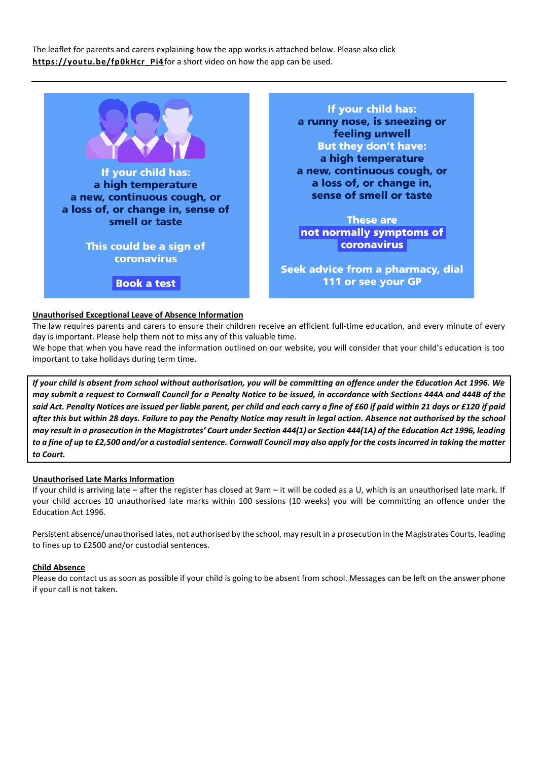The leaflet for parents and carers explaining how the app works is attached below. Please also click **https://youtu.be/fp0kHcr_Pi4** for a short video on how the app can be used.

---

**If your child has:**
**a high temperature**
**a new, continuous cough, or**
**a loss of, or change in, sense of smell or taste**

**This could be a sign of coronavirus**

**Book a test**

**If your child has:**
**a runny nose, is sneezing or feeling unwell**
**But they don't have:**
**a high temperature**
**a new, continuous cough, or**
**a loss of, or change in, sense of smell or taste**

**These are not normally symptoms of coronavirus**

**Seek advice from a pharmacy, dial 111 or see your GP**

**Unauthorised Exceptional Leave of Absence Information**

The law requires parents and carers to ensure their children receive an efficient full-time education, and every minute of every day is important. Please help them not to miss any of this valuable time.

We hope that when you have read the information outlined on our website, you will consider that your child's education is too important to take holidays during term time.

***If your child is absent from school without authorisation, you will be committing an offence under the Education Act 1996. We may submit a request to Cornwall Council for a Penalty Notice to be issued, in accordance with Sections 444A and 444B of the said Act. Penalty Notices are issued per liable parent, per child and each carry a fine of £60 if paid within 21 days or £120 if paid after this but within 28 days. Failure to pay the Penalty Notice may result in legal action. Absence not authorised by the school may result in a prosecution in the Magistrates' Court under Section 444(1) or Section 444(1A) of the Education Act 1996, leading to a fine of up to £2,500 and/or a custodial sentence. Cornwall Council may also apply for the costs incurred in taking the matter to Court.***

**Unauthorised Late Marks Information**

If your child is arriving late – after the register has closed at 9am – it will be coded as a U, which is an unauthorised late mark. If your child accrues 10 unauthorised late marks within 100 sessions (10 weeks) you will be committing an offence under the Education Act 1996.

Persistent absence/unauthorised lates, not authorised by the school, may result in a prosecution in the Magistrates Courts, leading to fines up to £2500 and/or custodial sentences.

**Child Absence**

Please do contact us as soon as possible if your child is going to be absent from school. Messages can be left on the answer phone if your call is not taken.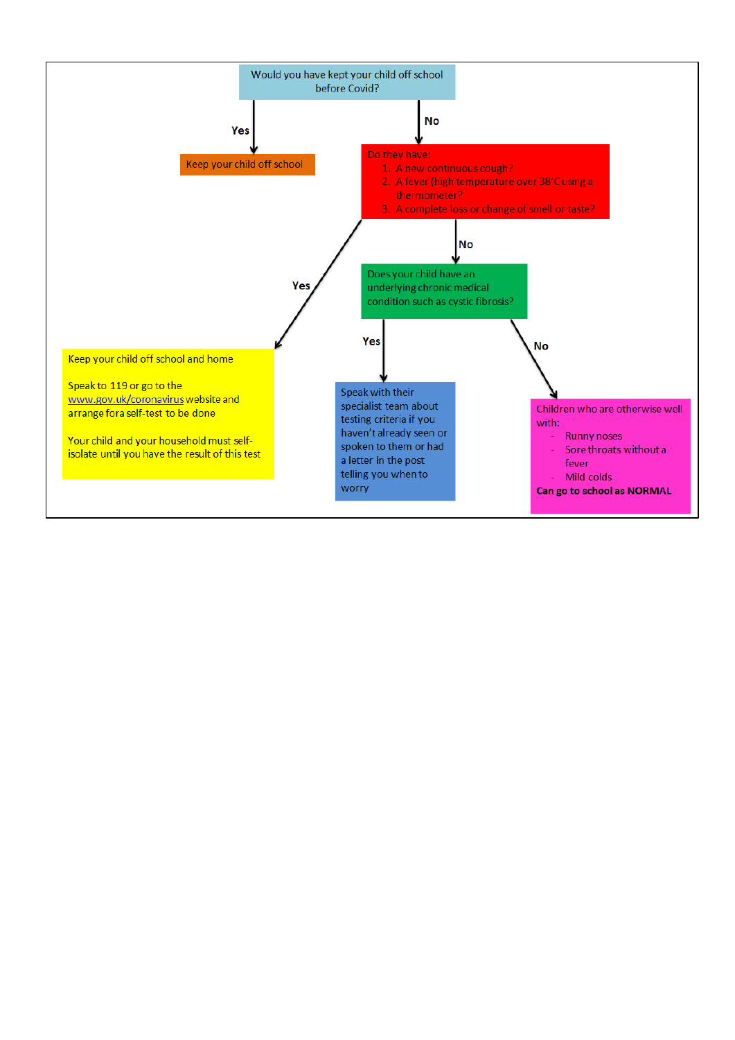Would you have kept your child off school before Covid?

Yes

Keep your child off school

No

Do they have:

1. A new continuous cough?
2. A fever (high temperature over 38'C using a thermometer?
3. A complete loss or change of smell or taste?

Yes

Keep your child off school and home

Speak to 119 or go to the www.gov.uk/coronavirus website and arrange for a self-test to be done

Your child and your household must self-isolate until you have the result of this test

No

Does your child have an underlying chronic medical condition such as cystic fibrosis?

Yes

Speak with their specialist team about testing criteria if you haven't already seen or spoken to them or had a letter in the post telling you when to worry

No

Children who are otherwise well with:

- Runny noses
- Sore throats without a fever
- Mild colds

**Can go to school as NORMAL**